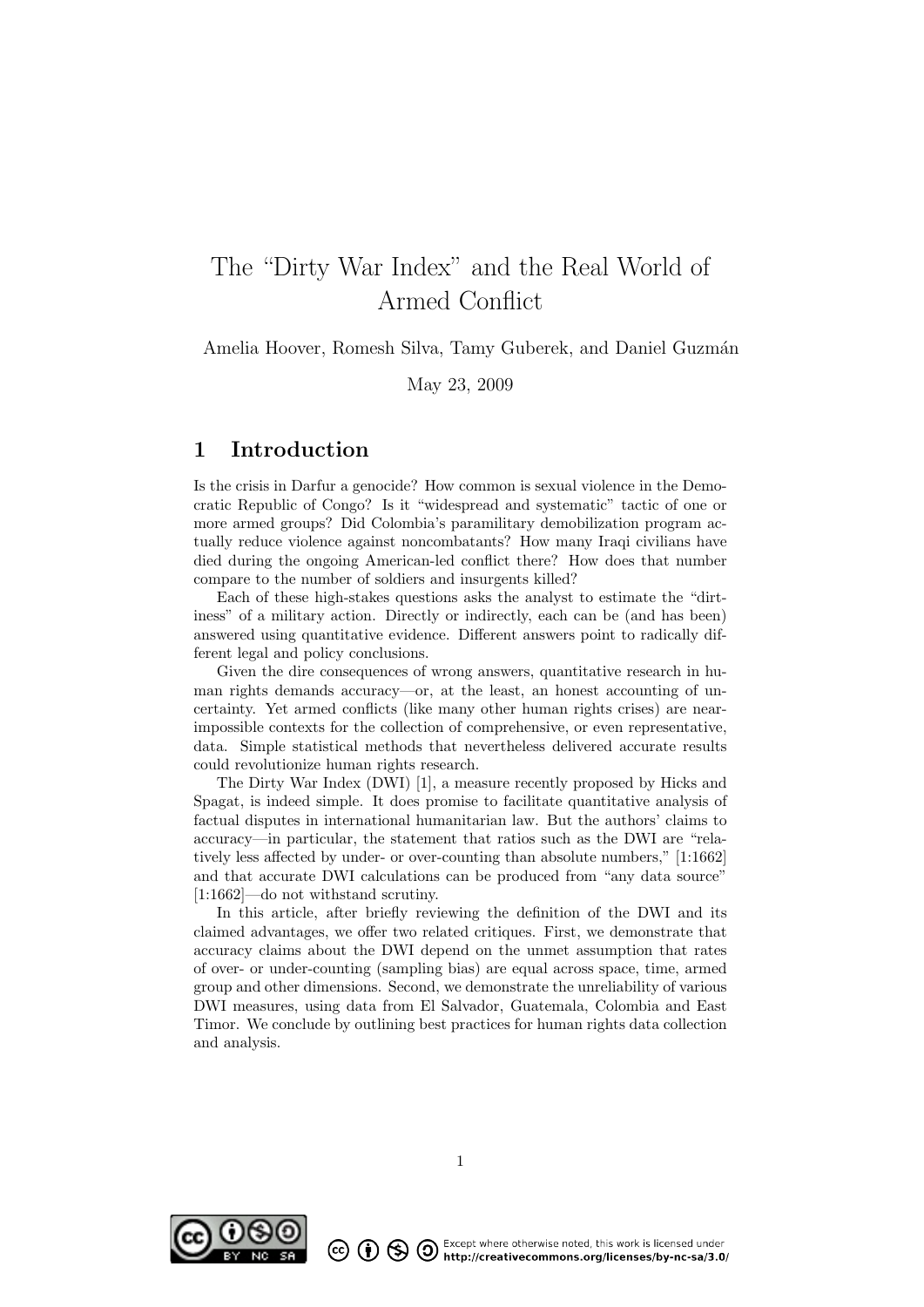# The "Dirty War Index" and the Real World of Armed Conflict

Amelia Hoover, Romesh Silva, Tamy Guberek, and Daniel Guzmán

May 23, 2009

## 1 Introduction

Is the crisis in Darfur a genocide? How common is sexual violence in the Democratic Republic of Congo? Is it "widespread and systematic" tactic of one or more armed groups? Did Colombia's paramilitary demobilization program actually reduce violence against noncombatants? How many Iraqi civilians have died during the ongoing American-led conflict there? How does that number compare to the number of soldiers and insurgents killed?

Each of these high-stakes questions asks the analyst to estimate the "dirtiness" of a military action. Directly or indirectly, each can be (and has been) answered using quantitative evidence. Different answers point to radically different legal and policy conclusions.

Given the dire consequences of wrong answers, quantitative research in human rights demands accuracy—or, at the least, an honest accounting of uncertainty. Yet armed conflicts (like many other human rights crises) are near-impossible contexts for the collection of comprehensive, or even representative, data. Simple statistical methods that nevertheless delivered accurate results could revolutionize human rights research.

The Dirty War Index (DWI) [1], a measure recently proposed by Hicks and Spagat, is indeed simple. It does promise to facilitate quantitative analysis of factual disputes in international humanitarian law. But the authors' claims to accuracy—in particular, the statement that ratios such as the DWI are "relatively less affected by under- or over-counting than absolute numbers," [1:1662] and that accurate DWI calculations can be produced from "any data source" [1:1662]—do not withstand scrutiny.

In this article, after briefly reviewing the definition of the DWI and its claimed advantages, we offer two related critiques. First, we demonstrate that accuracy claims about the DWI depend on the unmet assumption that rates of over- or under-counting (sampling bias) are equal across space, time, armed group and other dimensions. Second, we demonstrate the unreliability of various DWI measures, using data from El Salvador, Guatemala, Colombia and East Timor. We conclude by outlining best practices for human rights data collection and analysis.

Except where otherwise noted, this work is licensed under http://creativecommons.org/licenses/by-nc-sa/3.0/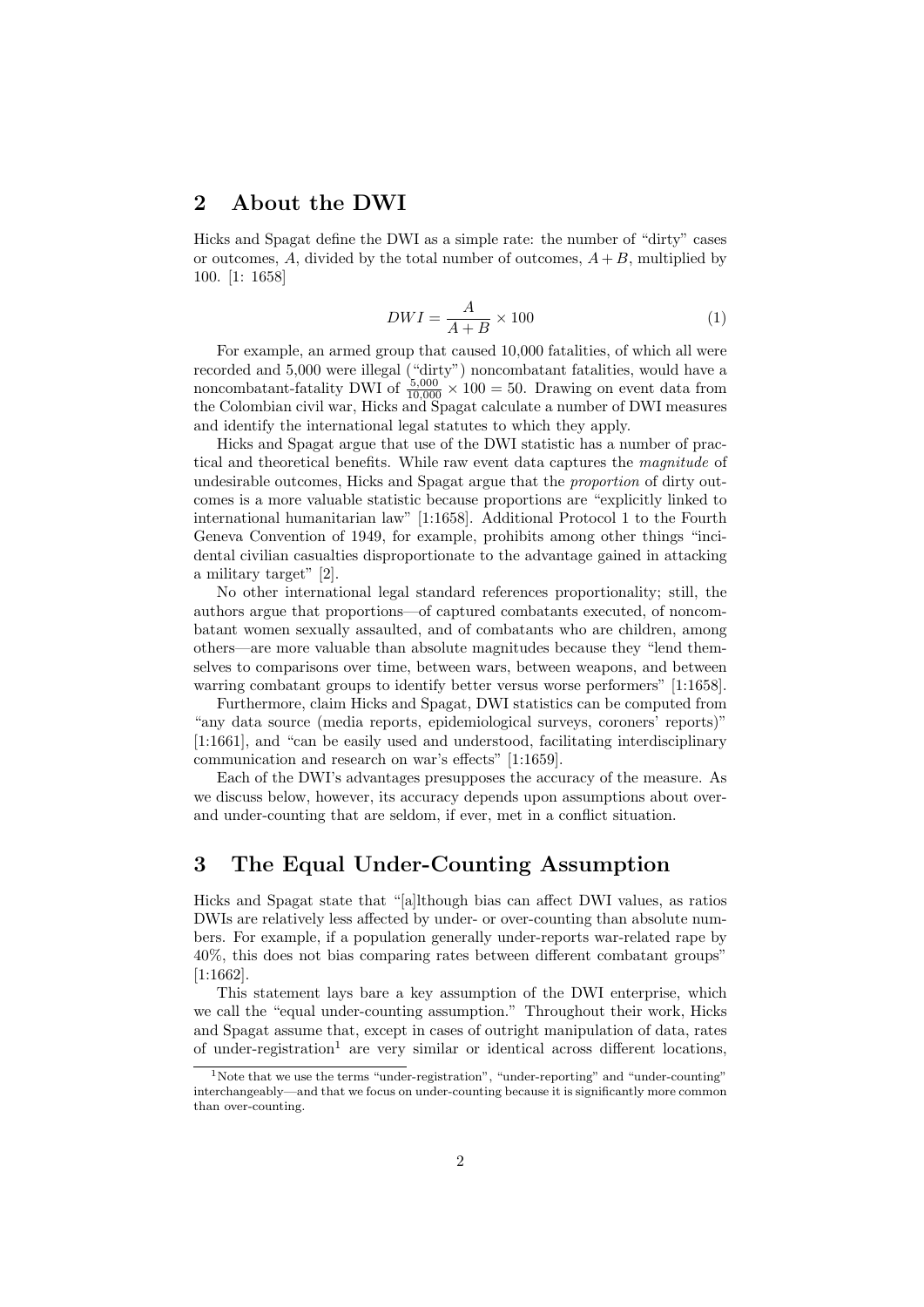## 2 About the DWI

Hicks and Spagat define the DWI as a simple rate: the number of "dirty" cases or outcomes, $A$, divided by the total number of outcomes, $A + B$, multiplied by 100. [1: 1658]

$$DWI = \frac{A}{A+B} \times 100 \tag{1}$$

For example, an armed group that caused 10,000 fatalities, of which all were recorded and 5,000 were illegal ("dirty") noncombatant fatalities, would have a noncombatant-fatality DWI of $\frac{5{,}000}{10{,}000} \times 100 = 50$. Drawing on event data from the Colombian civil war, Hicks and Spagat calculate a number of DWI measures and identify the international legal statutes to which they apply.

Hicks and Spagat argue that use of the DWI statistic has a number of practical and theoretical benefits. While raw event data captures the *magnitude* of undesirable outcomes, Hicks and Spagat argue that the *proportion* of dirty outcomes is a more valuable statistic because proportions are "explicitly linked to international humanitarian law" [1:1658]. Additional Protocol 1 to the Fourth Geneva Convention of 1949, for example, prohibits among other things "incidental civilian casualties disproportionate to the advantage gained in attacking a military target" [2].

No other international legal standard references proportionality; still, the authors argue that proportions—of captured combatants executed, of noncombatant women sexually assaulted, and of combatants who are children, among others—are more valuable than absolute magnitudes because they "lend themselves to comparisons over time, between wars, between weapons, and between warring combatant groups to identify better versus worse performers" [1:1658].

Furthermore, claim Hicks and Spagat, DWI statistics can be computed from "any data source (media reports, epidemiological surveys, coroners' reports)" [1:1661], and "can be easily used and understood, facilitating interdisciplinary communication and research on war's effects" [1:1659].

Each of the DWI's advantages presupposes the accuracy of the measure. As we discuss below, however, its accuracy depends upon assumptions about over- and under-counting that are seldom, if ever, met in a conflict situation.

## 3 The Equal Under-Counting Assumption

Hicks and Spagat state that "[a]lthough bias can affect DWI values, as ratios DWIs are relatively less affected by under- or over-counting than absolute numbers. For example, if a population generally under-reports war-related rape by 40%, this does not bias comparing rates between different combatant groups" [1:1662].

This statement lays bare a key assumption of the DWI enterprise, which we call the "equal under-counting assumption." Throughout their work, Hicks and Spagat assume that, except in cases of outright manipulation of data, rates of under-registration[1] are very similar or identical across different locations,

[1] Note that we use the terms "under-registration", "under-reporting" and "under-counting" interchangeably—and that we focus on under-counting because it is significantly more common than over-counting.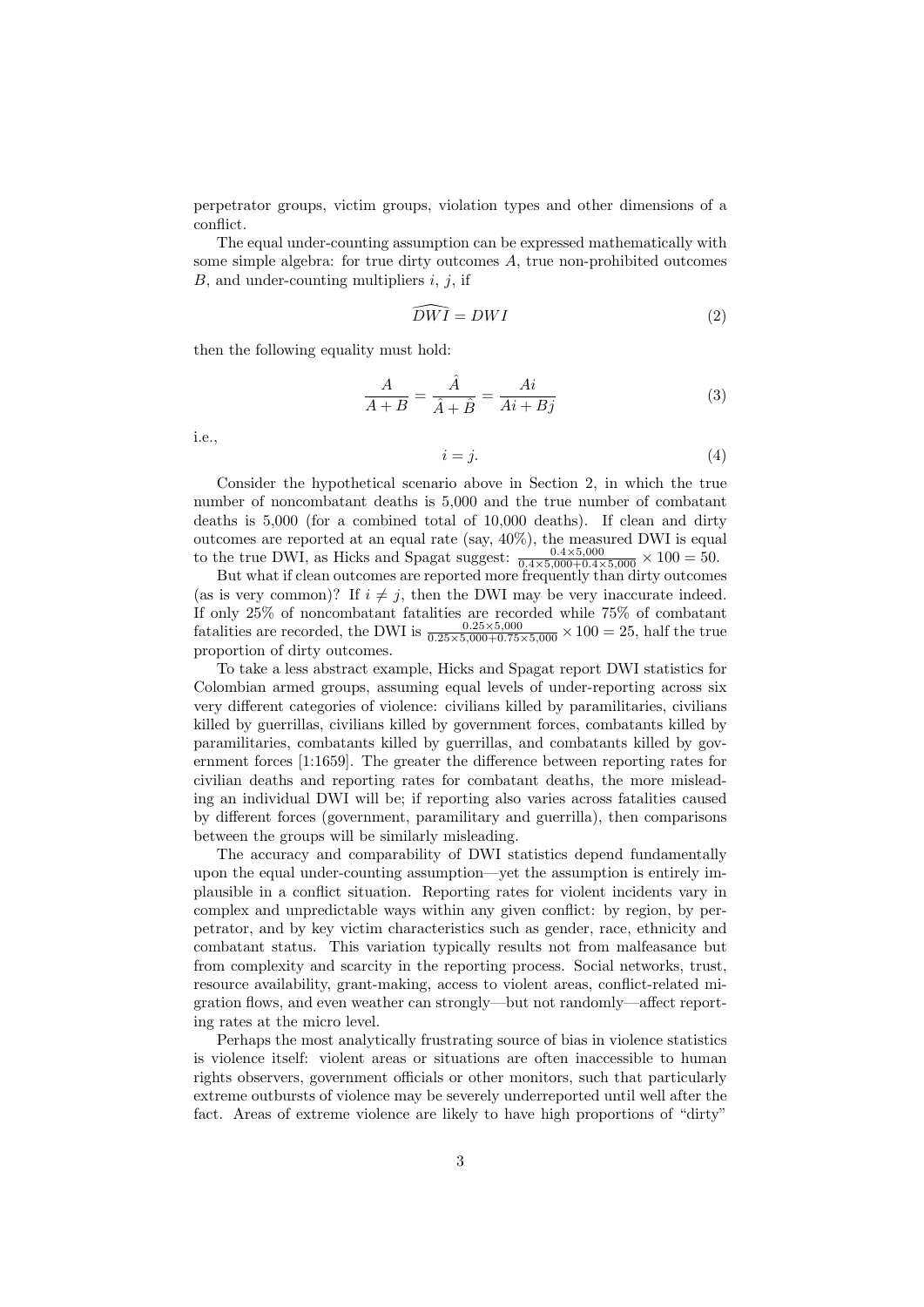perpetrator groups, victim groups, violation types and other dimensions of a conflict.

The equal under-counting assumption can be expressed mathematically with some simple algebra: for true dirty outcomes $A$, true non-prohibited outcomes $B$, and under-counting multipliers $i$, $j$, if

$$\widehat{DWI} = DWI \tag{2}$$

then the following equality must hold:

$$\frac{A}{A+B} = \frac{\hat{A}}{\hat{A}+\hat{B}} = \frac{Ai}{Ai+Bj} \tag{3}$$

i.e.,

$$i = j. \tag{4}$$

Consider the hypothetical scenario above in Section 2, in which the true number of noncombatant deaths is 5,000 and the true number of combatant deaths is 5,000 (for a combined total of 10,000 deaths). If clean and dirty outcomes are reported at an equal rate (say, 40%), the measured DWI is equal to the true DWI, as Hicks and Spagat suggest: $\frac{0.4\times 5{,}000}{0.4\times 5{,}000+0.4\times 5{,}000} \times 100 = 50$.

But what if clean outcomes are reported more frequently than dirty outcomes (as is very common)? If $i \neq j$, then the DWI may be very inaccurate indeed. If only 25% of noncombatant fatalities are recorded while 75% of combatant fatalities are recorded, the DWI is $\frac{0.25\times 5{,}000}{0.25\times 5{,}000+0.75\times 5{,}000} \times 100 = 25$, half the true proportion of dirty outcomes.

To take a less abstract example, Hicks and Spagat report DWI statistics for Colombian armed groups, assuming equal levels of under-reporting across six very different categories of violence: civilians killed by paramilitaries, civilians killed by guerrillas, civilians killed by government forces, combatants killed by paramilitaries, combatants killed by guerrillas, and combatants killed by government forces [1:1659]. The greater the difference between reporting rates for civilian deaths and reporting rates for combatant deaths, the more misleading an individual DWI will be; if reporting also varies across fatalities caused by different forces (government, paramilitary and guerrilla), then comparisons between the groups will be similarly misleading.

The accuracy and comparability of DWI statistics depend fundamentally upon the equal under-counting assumption—yet the assumption is entirely implausible in a conflict situation. Reporting rates for violent incidents vary in complex and unpredictable ways within any given conflict: by region, by perpetrator, and by key victim characteristics such as gender, race, ethnicity and combatant status. This variation typically results not from malfeasance but from complexity and scarcity in the reporting process. Social networks, trust, resource availability, grant-making, access to violent areas, conflict-related migration flows, and even weather can strongly—but not randomly—affect reporting rates at the micro level.

Perhaps the most analytically frustrating source of bias in violence statistics is violence itself: violent areas or situations are often inaccessible to human rights observers, government officials or other monitors, such that particularly extreme outbursts of violence may be severely underreported until well after the fact. Areas of extreme violence are likely to have high proportions of "dirty"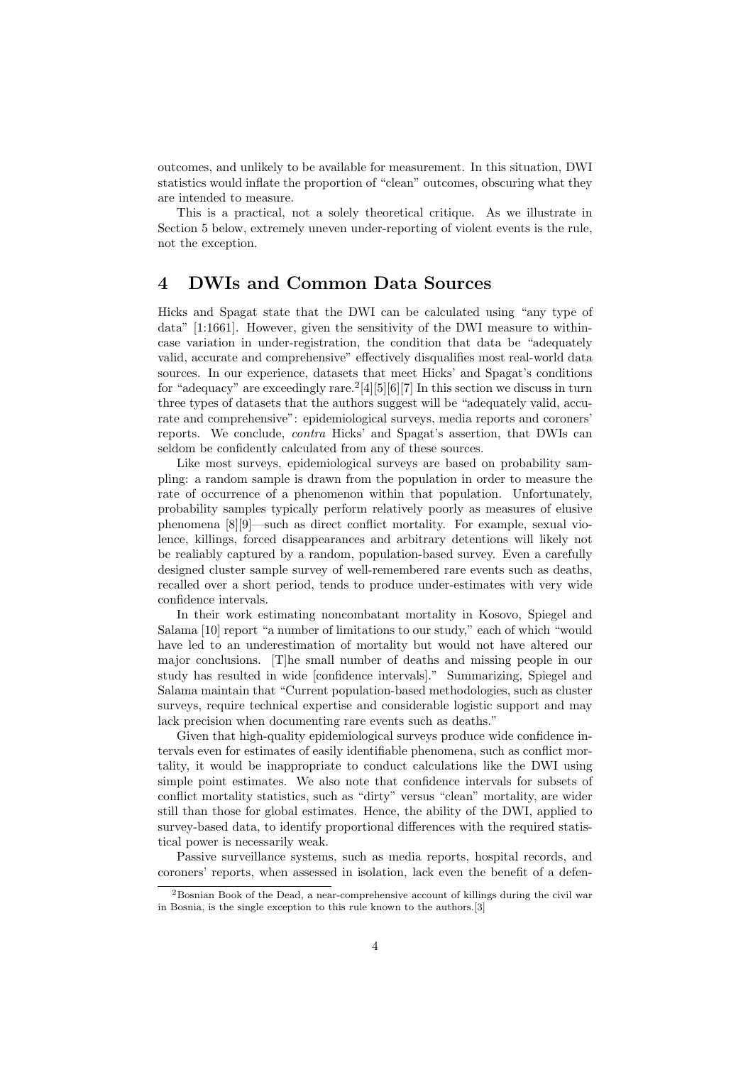outcomes, and unlikely to be available for measurement. In this situation, DWI statistics would inflate the proportion of "clean" outcomes, obscuring what they are intended to measure.

This is a practical, not a solely theoretical critique. As we illustrate in Section 5 below, extremely uneven under-reporting of violent events is the rule, not the exception.

## 4 DWIs and Common Data Sources

Hicks and Spagat state that the DWI can be calculated using "any type of data" [1:1661]. However, given the sensitivity of the DWI measure to within-case variation in under-registration, the condition that data be "adequately valid, accurate and comprehensive" effectively disqualifies most real-world data sources. In our experience, datasets that meet Hicks' and Spagat's conditions for "adequacy" are exceedingly rare.[2][4][5][6][7] In this section we discuss in turn three types of datasets that the authors suggest will be "adequately valid, accurate and comprehensive": epidemiological surveys, media reports and coroners' reports. We conclude, *contra* Hicks' and Spagat's assertion, that DWIs can seldom be confidently calculated from any of these sources.

Like most surveys, epidemiological surveys are based on probability sampling: a random sample is drawn from the population in order to measure the rate of occurrence of a phenomenon within that population. Unfortunately, probability samples typically perform relatively poorly as measures of elusive phenomena [8][9]—such as direct conflict mortality. For example, sexual violence, killings, forced disappearances and arbitrary detentions will likely not be realiably captured by a random, population-based survey. Even a carefully designed cluster sample survey of well-remembered rare events such as deaths, recalled over a short period, tends to produce under-estimates with very wide confidence intervals.

In their work estimating noncombatant mortality in Kosovo, Spiegel and Salama [10] report "a number of limitations to our study," each of which "would have led to an underestimation of mortality but would not have altered our major conclusions. [T]he small number of deaths and missing people in our study has resulted in wide [confidence intervals]." Summarizing, Spiegel and Salama maintain that "Current population-based methodologies, such as cluster surveys, require technical expertise and considerable logistic support and may lack precision when documenting rare events such as deaths."

Given that high-quality epidemiological surveys produce wide confidence intervals even for estimates of easily identifiable phenomena, such as conflict mortality, it would be inappropriate to conduct calculations like the DWI using simple point estimates. We also note that confidence intervals for subsets of conflict mortality statistics, such as "dirty" versus "clean" mortality, are wider still than those for global estimates. Hence, the ability of the DWI, applied to survey-based data, to identify proportional differences with the required statistical power is necessarily weak.

Passive surveillance systems, such as media reports, hospital records, and coroners' reports, when assessed in isolation, lack even the benefit of a defen-

[2] Bosnian Book of the Dead, a near-comprehensive account of killings during the civil war in Bosnia, is the single exception to this rule known to the authors.[3]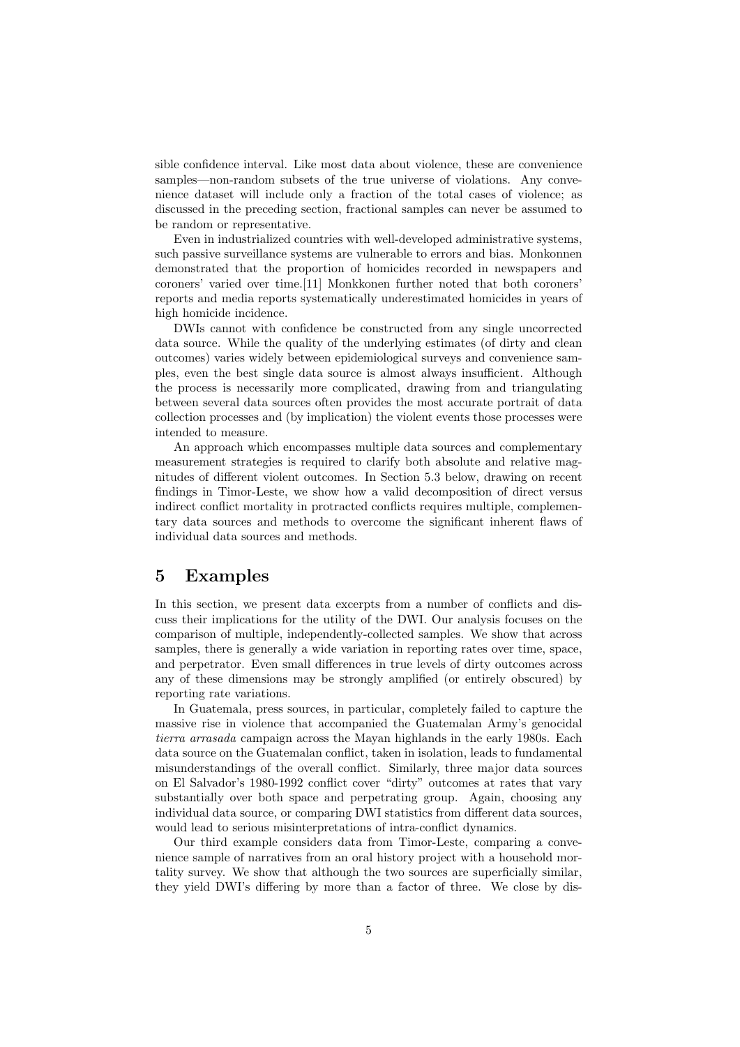sible confidence interval. Like most data about violence, these are convenience samples—non-random subsets of the true universe of violations. Any convenience dataset will include only a fraction of the total cases of violence; as discussed in the preceding section, fractional samples can never be assumed to be random or representative.

Even in industrialized countries with well-developed administrative systems, such passive surveillance systems are vulnerable to errors and bias. Monkonnen demonstrated that the proportion of homicides recorded in newspapers and coroners' varied over time.[11] Monkkonen further noted that both coroners' reports and media reports systematically underestimated homicides in years of high homicide incidence.

DWIs cannot with confidence be constructed from any single uncorrected data source. While the quality of the underlying estimates (of dirty and clean outcomes) varies widely between epidemiological surveys and convenience samples, even the best single data source is almost always insufficient. Although the process is necessarily more complicated, drawing from and triangulating between several data sources often provides the most accurate portrait of data collection processes and (by implication) the violent events those processes were intended to measure.

An approach which encompasses multiple data sources and complementary measurement strategies is required to clarify both absolute and relative magnitudes of different violent outcomes. In Section 5.3 below, drawing on recent findings in Timor-Leste, we show how a valid decomposition of direct versus indirect conflict mortality in protracted conflicts requires multiple, complementary data sources and methods to overcome the significant inherent flaws of individual data sources and methods.

# 5 Examples

In this section, we present data excerpts from a number of conflicts and discuss their implications for the utility of the DWI. Our analysis focuses on the comparison of multiple, independently-collected samples. We show that across samples, there is generally a wide variation in reporting rates over time, space, and perpetrator. Even small differences in true levels of dirty outcomes across any of these dimensions may be strongly amplified (or entirely obscured) by reporting rate variations.

In Guatemala, press sources, in particular, completely failed to capture the massive rise in violence that accompanied the Guatemalan Army's genocidal *tierra arrasada* campaign across the Mayan highlands in the early 1980s. Each data source on the Guatemalan conflict, taken in isolation, leads to fundamental misunderstandings of the overall conflict. Similarly, three major data sources on El Salvador's 1980-1992 conflict cover "dirty" outcomes at rates that vary substantially over both space and perpetrating group. Again, choosing any individual data source, or comparing DWI statistics from different data sources, would lead to serious misinterpretations of intra-conflict dynamics.

Our third example considers data from Timor-Leste, comparing a convenience sample of narratives from an oral history project with a household mortality survey. We show that although the two sources are superficially similar, they yield DWI's differing by more than a factor of three. We close by dis-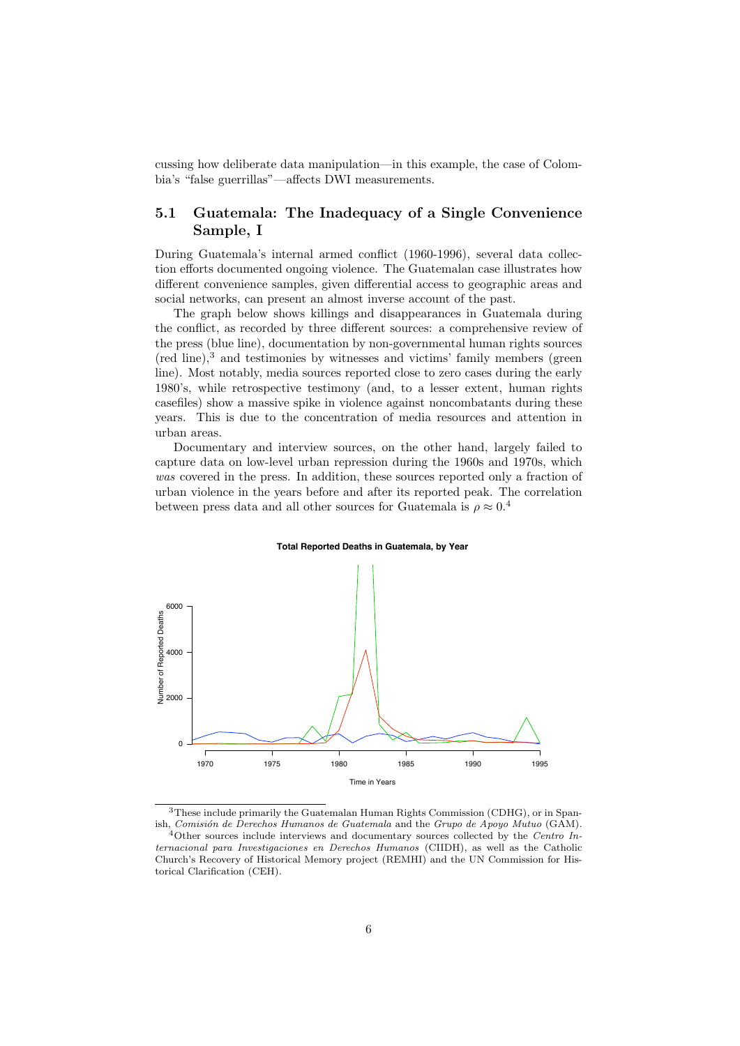cussing how deliberate data manipulation—in this example, the case of Colombia's "false guerrillas"—affects DWI measurements.

## 5.1 Guatemala: The Inadequacy of a Single Convenience Sample, I

During Guatemala's internal armed conflict (1960-1996), several data collection efforts documented ongoing violence. The Guatemalan case illustrates how different convenience samples, given differential access to geographic areas and social networks, can present an almost inverse account of the past.

The graph below shows killings and disappearances in Guatemala during the conflict, as recorded by three different sources: a comprehensive review of the press (blue line), documentation by non-governmental human rights sources (red line),[3] and testimonies by witnesses and victims' family members (green line). Most notably, media sources reported close to zero cases during the early 1980's, while retrospective testimony (and, to a lesser extent, human rights casefiles) show a massive spike in violence against noncombatants during these years. This is due to the concentration of media resources and attention in urban areas.

Documentary and interview sources, on the other hand, largely failed to capture data on low-level urban repression during the 1960s and 1970s, which *was* covered in the press. In addition, these sources reported only a fraction of urban violence in the years before and after its reported peak. The correlation between press data and all other sources for Guatemala is $\rho \approx 0$.[4]

**Total Reported Deaths in Guatemala, by Year**

---

[3] These include primarily the Guatemalan Human Rights Commission (CDHG), or in Spanish, *Comisión de Derechos Humanos de Guatemala* and the *Grupo de Apoyo Mutuo* (GAM).

[4] Other sources include interviews and documentary sources collected by the *Centro Internacional para Investigaciones en Derechos Humanos* (CIIDH), as well as the Catholic Church's Recovery of Historical Memory project (REMHI) and the UN Commission for Historical Clarification (CEH).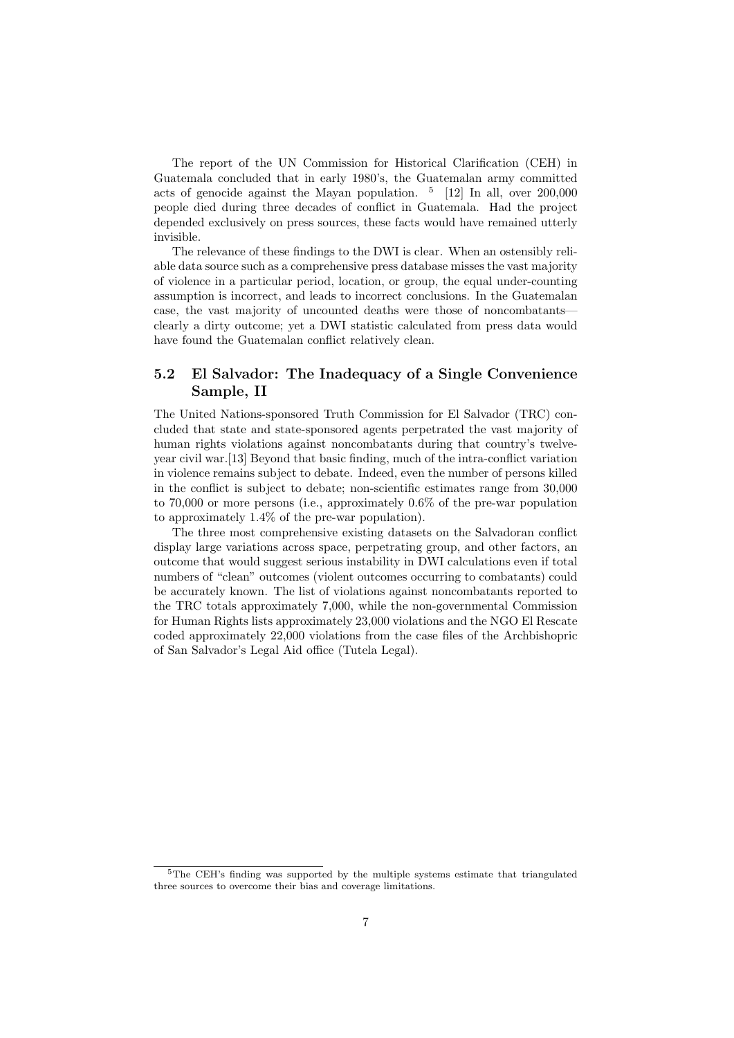The report of the UN Commission for Historical Clarification (CEH) in Guatemala concluded that in early 1980's, the Guatemalan army committed acts of genocide against the Mayan population. [5] [12] In all, over 200,000 people died during three decades of conflict in Guatemala. Had the project depended exclusively on press sources, these facts would have remained utterly invisible.

The relevance of these findings to the DWI is clear. When an ostensibly reliable data source such as a comprehensive press database misses the vast majority of violence in a particular period, location, or group, the equal under-counting assumption is incorrect, and leads to incorrect conclusions. In the Guatemalan case, the vast majority of uncounted deaths were those of noncombatants—clearly a dirty outcome; yet a DWI statistic calculated from press data would have found the Guatemalan conflict relatively clean.

### 5.2 El Salvador: The Inadequacy of a Single Convenience Sample, II

The United Nations-sponsored Truth Commission for El Salvador (TRC) concluded that state and state-sponsored agents perpetrated the vast majority of human rights violations against noncombatants during that country's twelve-year civil war.[13] Beyond that basic finding, much of the intra-conflict variation in violence remains subject to debate. Indeed, even the number of persons killed in the conflict is subject to debate; non-scientific estimates range from 30,000 to 70,000 or more persons (i.e., approximately 0.6% of the pre-war population to approximately 1.4% of the pre-war population).

The three most comprehensive existing datasets on the Salvadoran conflict display large variations across space, perpetrating group, and other factors, an outcome that would suggest serious instability in DWI calculations even if total numbers of "clean" outcomes (violent outcomes occurring to combatants) could be accurately known. The list of violations against noncombatants reported to the TRC totals approximately 7,000, while the non-governmental Commission for Human Rights lists approximately 23,000 violations and the NGO El Rescate coded approximately 22,000 violations from the case files of the Archbishopric of San Salvador's Legal Aid office (Tutela Legal).

[5] The CEH's finding was supported by the multiple systems estimate that triangulated three sources to overcome their bias and coverage limitations.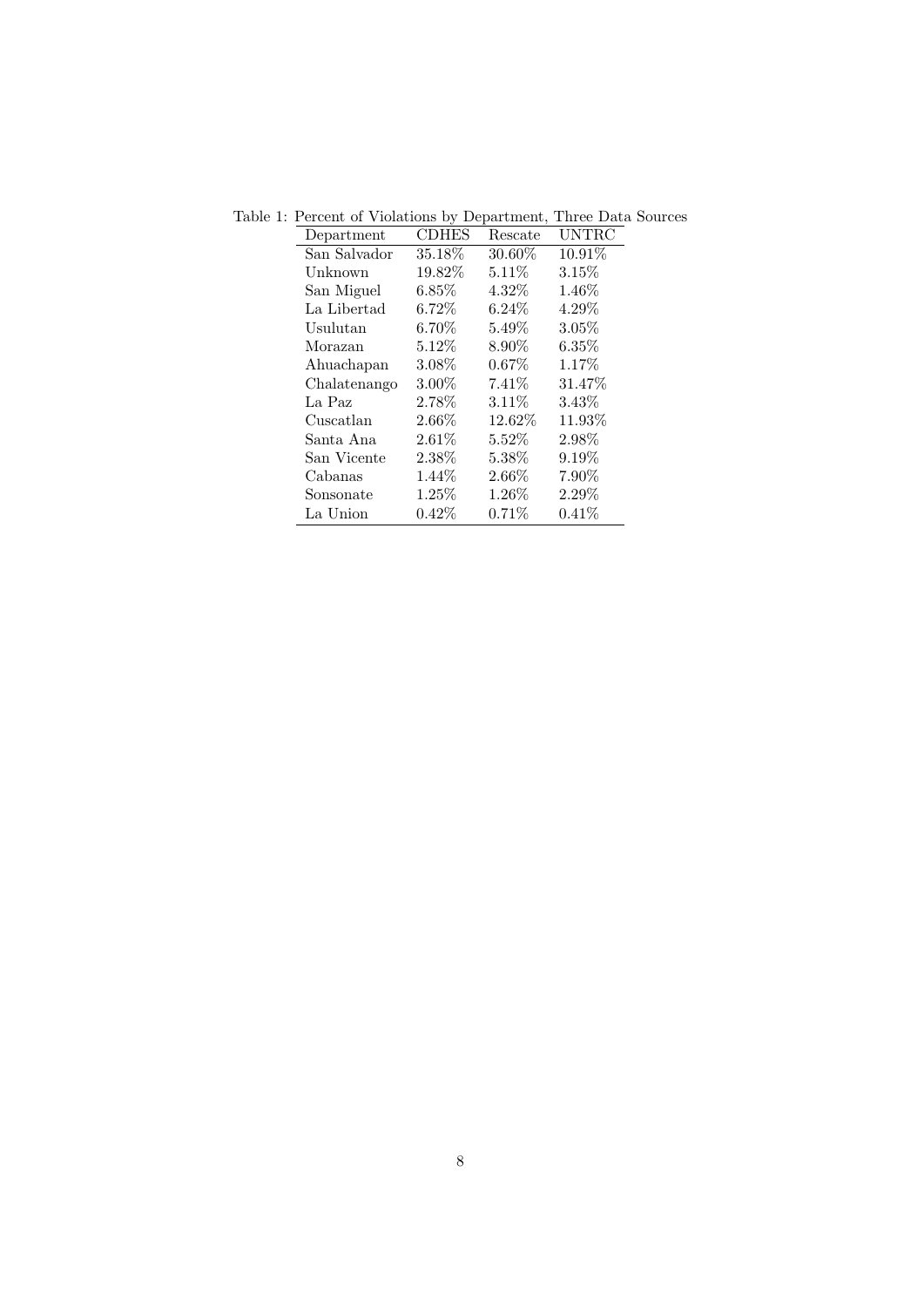Table 1: Percent of Violations by Department, Three Data Sources

| Department | CDHES | Rescate | UNTRC |
|---|---|---|---|
| San Salvador | 35.18% | 30.60% | 10.91% |
| Unknown | 19.82% | 5.11% | 3.15% |
| San Miguel | 6.85% | 4.32% | 1.46% |
| La Libertad | 6.72% | 6.24% | 4.29% |
| Usulutan | 6.70% | 5.49% | 3.05% |
| Morazan | 5.12% | 8.90% | 6.35% |
| Ahuachapan | 3.08% | 0.67% | 1.17% |
| Chalatenango | 3.00% | 7.41% | 31.47% |
| La Paz | 2.78% | 3.11% | 3.43% |
| Cuscatlan | 2.66% | 12.62% | 11.93% |
| Santa Ana | 2.61% | 5.52% | 2.98% |
| San Vicente | 2.38% | 5.38% | 9.19% |
| Cabanas | 1.44% | 2.66% | 7.90% |
| Sonsonate | 1.25% | 1.26% | 2.29% |
| La Union | 0.42% | 0.71% | 0.41% |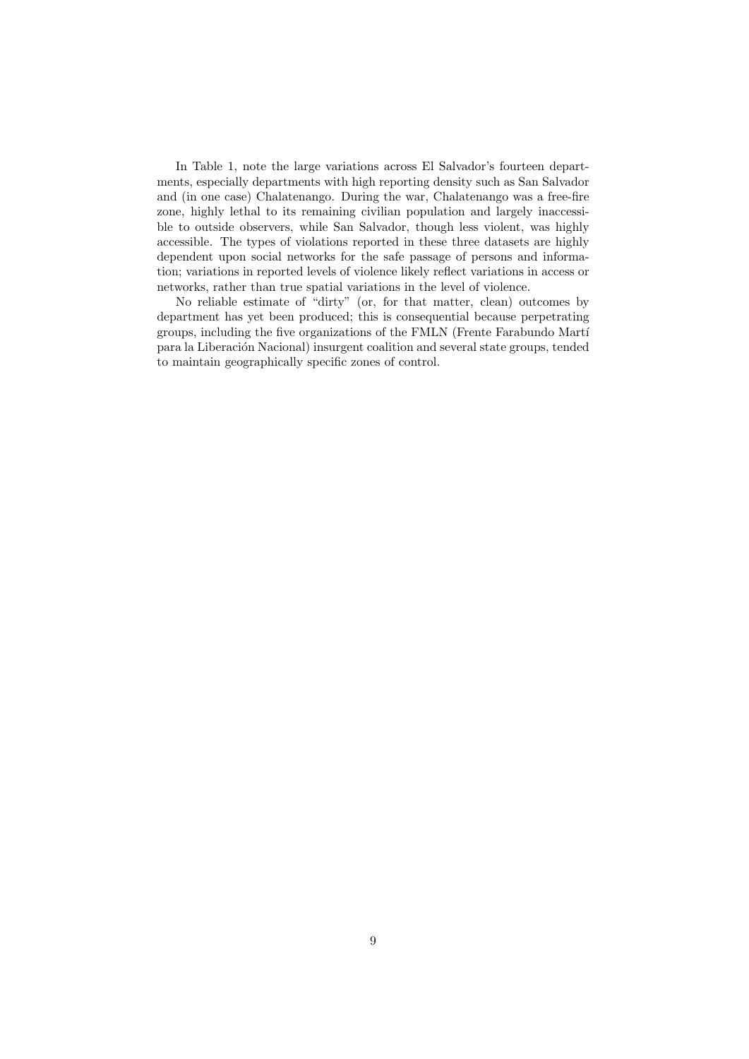In Table 1, note the large variations across El Salvador's fourteen departments, especially departments with high reporting density such as San Salvador and (in one case) Chalatenango. During the war, Chalatenango was a free-fire zone, highly lethal to its remaining civilian population and largely inaccessible to outside observers, while San Salvador, though less violent, was highly accessible. The types of violations reported in these three datasets are highly dependent upon social networks for the safe passage of persons and information; variations in reported levels of violence likely reflect variations in access or networks, rather than true spatial variations in the level of violence.

No reliable estimate of "dirty" (or, for that matter, clean) outcomes by department has yet been produced; this is consequential because perpetrating groups, including the five organizations of the FMLN (Frente Farabundo Martí para la Liberación Nacional) insurgent coalition and several state groups, tended to maintain geographically specific zones of control.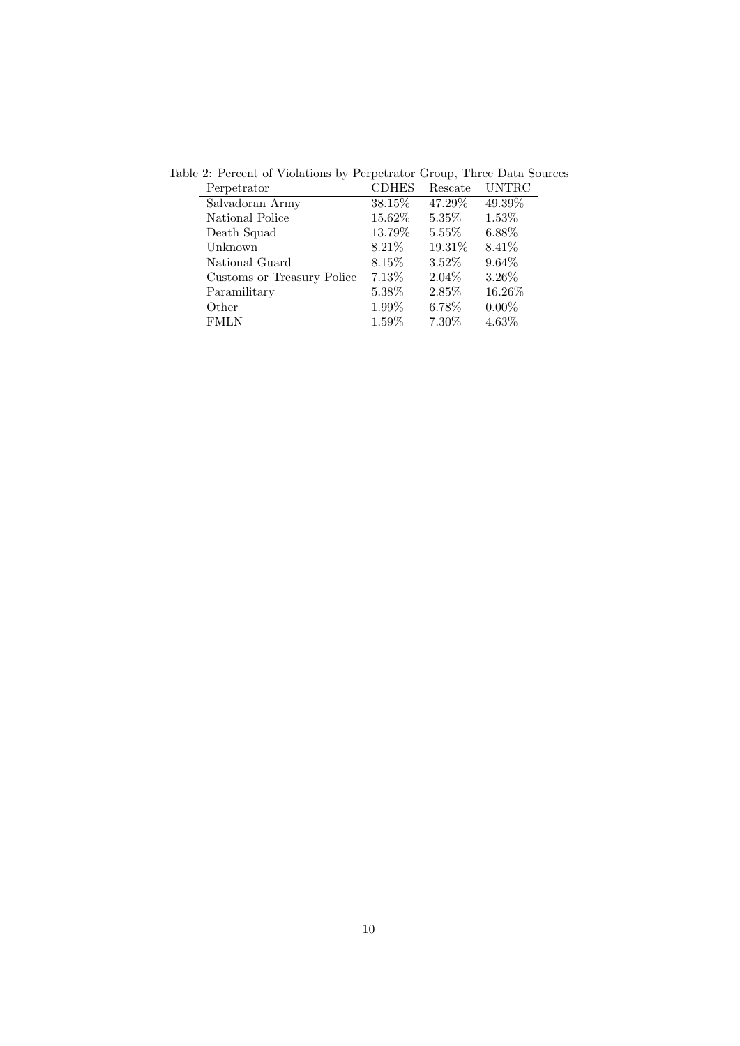Table 2: Percent of Violations by Perpetrator Group, Three Data Sources

| Perpetrator | CDHES | Rescate | UNTRC |
|---|---|---|---|
| Salvadoran Army | 38.15% | 47.29% | 49.39% |
| National Police | 15.62% | 5.35% | 1.53% |
| Death Squad | 13.79% | 5.55% | 6.88% |
| Unknown | 8.21% | 19.31% | 8.41% |
| National Guard | 8.15% | 3.52% | 9.64% |
| Customs or Treasury Police | 7.13% | 2.04% | 3.26% |
| Paramilitary | 5.38% | 2.85% | 16.26% |
| Other | 1.99% | 6.78% | 0.00% |
| FMLN | 1.59% | 7.30% | 4.63% |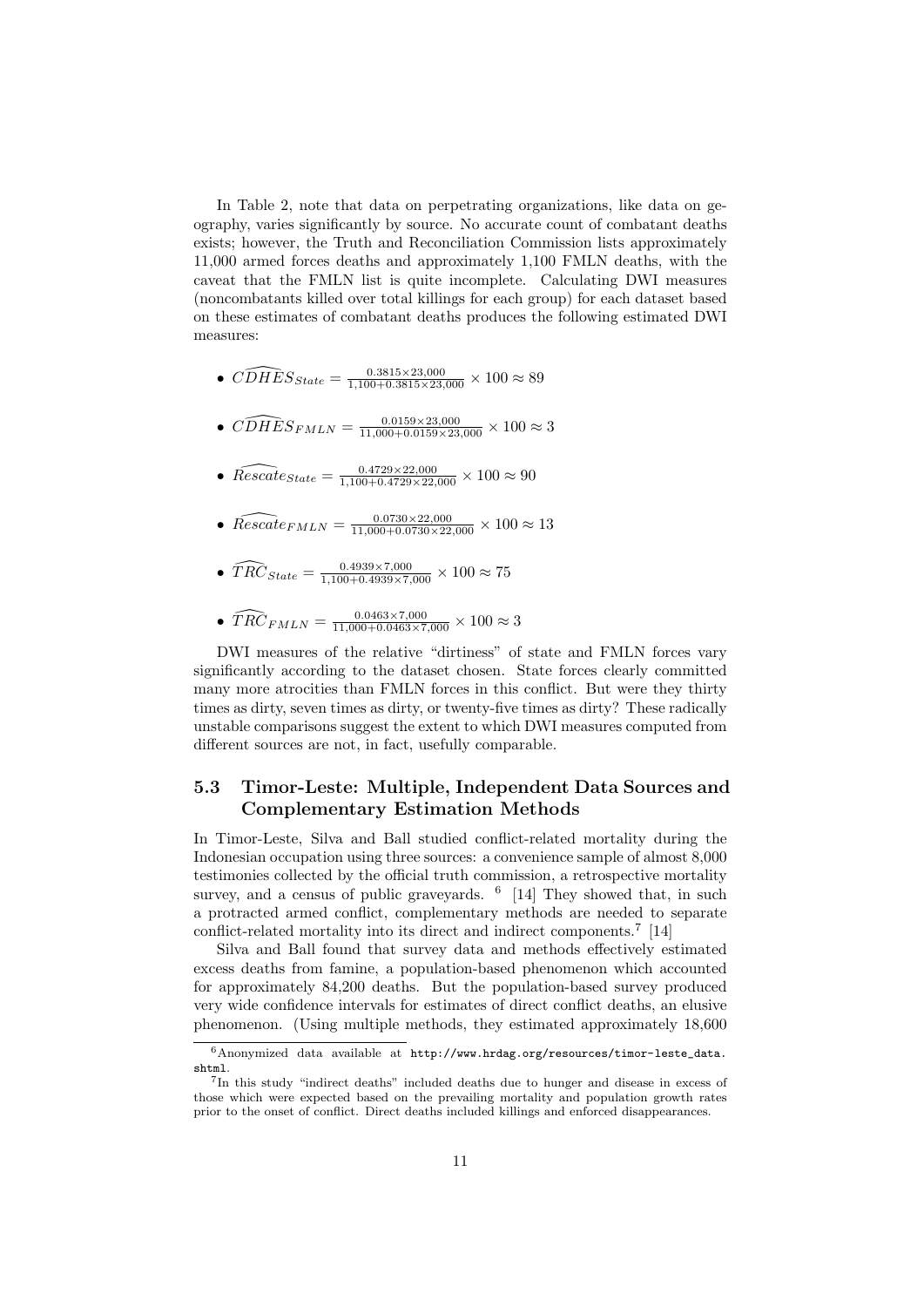In Table 2, note that data on perpetrating organizations, like data on geography, varies significantly by source. No accurate count of combatant deaths exists; however, the Truth and Reconciliation Commission lists approximately 11,000 armed forces deaths and approximately 1,100 FMLN deaths, with the caveat that the FMLN list is quite incomplete. Calculating DWI measures (noncombatants killed over total killings for each group) for each dataset based on these estimates of combatant deaths produces the following estimated DWI measures:

- $\widehat{CDHES}_{State} = \frac{0.3815 \times 23{,}000}{1{,}100 + 0.3815 \times 23{,}000} \times 100 \approx 89$
- $\widehat{CDHES}_{FMLN} = \frac{0.0159 \times 23{,}000}{11{,}000 + 0.0159 \times 23{,}000} \times 100 \approx 3$
- $\widehat{Rescate}_{State} = \frac{0.4729 \times 22{,}000}{1{,}100 + 0.4729 \times 22{,}000} \times 100 \approx 90$
- $\widehat{Rescate}_{FMLN} = \frac{0.0730 \times 22{,}000}{11{,}000 + 0.0730 \times 22{,}000} \times 100 \approx 13$
- $\widehat{TRC}_{State} = \frac{0.4939 \times 7{,}000}{1{,}100 + 0.4939 \times 7{,}000} \times 100 \approx 75$
- $\widehat{TRC}_{FMLN} = \frac{0.0463 \times 7{,}000}{11{,}000 + 0.0463 \times 7{,}000} \times 100 \approx 3$

DWI measures of the relative "dirtiness" of state and FMLN forces vary significantly according to the dataset chosen. State forces clearly committed many more atrocities than FMLN forces in this conflict. But were they thirty times as dirty, seven times as dirty, or twenty-five times as dirty? These radically unstable comparisons suggest the extent to which DWI measures computed from different sources are not, in fact, usefully comparable.

### 5.3 Timor-Leste: Multiple, Independent Data Sources and Complementary Estimation Methods

In Timor-Leste, Silva and Ball studied conflict-related mortality during the Indonesian occupation using three sources: a convenience sample of almost 8,000 testimonies collected by the official truth commission, a retrospective mortality survey, and a census of public graveyards. [6] [14] They showed that, in such a protracted armed conflict, complementary methods are needed to separate conflict-related mortality into its direct and indirect components.[7] [14]

Silva and Ball found that survey data and methods effectively estimated excess deaths from famine, a population-based phenomenon which accounted for approximately 84,200 deaths. But the population-based survey produced very wide confidence intervals for estimates of direct conflict deaths, an elusive phenomenon. (Using multiple methods, they estimated approximately 18,600

[6] Anonymized data available at http://www.hrdag.org/resources/timor-leste_data.shtml.

[7] In this study "indirect deaths" included deaths due to hunger and disease in excess of those which were expected based on the prevailing mortality and population growth rates prior to the onset of conflict. Direct deaths included killings and enforced disappearances.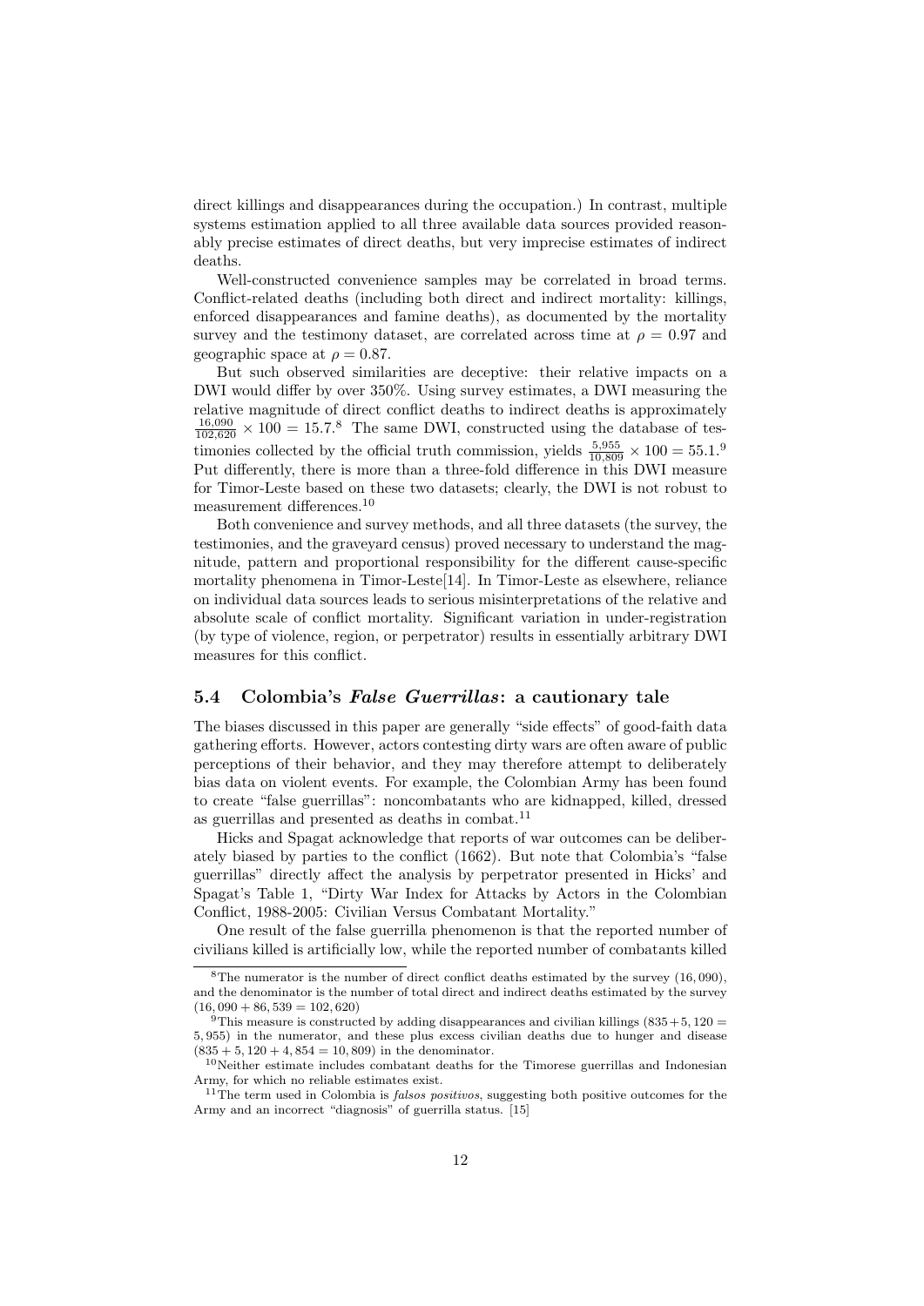direct killings and disappearances during the occupation.) In contrast, multiple systems estimation applied to all three available data sources provided reasonably precise estimates of direct deaths, but very imprecise estimates of indirect deaths.

Well-constructed convenience samples may be correlated in broad terms. Conflict-related deaths (including both direct and indirect mortality: killings, enforced disappearances and famine deaths), as documented by the mortality survey and the testimony dataset, are correlated across time at $\rho = 0.97$ and geographic space at $\rho = 0.87$.

But such observed similarities are deceptive: their relative impacts on a DWI would differ by over 350%. Using survey estimates, a DWI measuring the relative magnitude of direct conflict deaths to indirect deaths is approximately $\frac{16{,}090}{102{,}620} \times 100 = 15.7$.[8] The same DWI, constructed using the database of testimonies collected by the official truth commission, yields $\frac{5{,}955}{10{,}809} \times 100 = 55.1$.[9] Put differently, there is more than a three-fold difference in this DWI measure for Timor-Leste based on these two datasets; clearly, the DWI is not robust to measurement differences.[10]

Both convenience and survey methods, and all three datasets (the survey, the testimonies, and the graveyard census) proved necessary to understand the magnitude, pattern and proportional responsibility for the different cause-specific mortality phenomena in Timor-Leste[14]. In Timor-Leste as elsewhere, reliance on individual data sources leads to serious misinterpretations of the relative and absolute scale of conflict mortality. Significant variation in under-registration (by type of violence, region, or perpetrator) results in essentially arbitrary DWI measures for this conflict.

### 5.4 Colombia's *False Guerrillas*: a cautionary tale

The biases discussed in this paper are generally "side effects" of good-faith data gathering efforts. However, actors contesting dirty wars are often aware of public perceptions of their behavior, and they may therefore attempt to deliberately bias data on violent events. For example, the Colombian Army has been found to create "false guerrillas": noncombatants who are kidnapped, killed, dressed as guerrillas and presented as deaths in combat.[11]

Hicks and Spagat acknowledge that reports of war outcomes can be deliberately biased by parties to the conflict (1662). But note that Colombia's "false guerrillas" directly affect the analysis by perpetrator presented in Hicks' and Spagat's Table 1, "Dirty War Index for Attacks by Actors in the Colombian Conflict, 1988-2005: Civilian Versus Combatant Mortality."

One result of the false guerrilla phenomenon is that the reported number of civilians killed is artificially low, while the reported number of combatants killed

---

[8] The numerator is the number of direct conflict deaths estimated by the survey (16,090), and the denominator is the number of total direct and indirect deaths estimated by the survey $(16{,}090 + 86{,}539 = 102{,}620)$

[9] This measure is constructed by adding disappearances and civilian killings $(835 + 5{,}120 = 5{,}955)$ in the numerator, and these plus excess civilian deaths due to hunger and disease $(835 + 5{,}120 + 4{,}854 = 10{,}809)$ in the denominator.

[10] Neither estimate includes combatant deaths for the Timorese guerrillas and Indonesian Army, for which no reliable estimates exist.

[11] The term used in Colombia is *falsos positivos*, suggesting both positive outcomes for the Army and an incorrect "diagnosis" of guerrilla status. [15]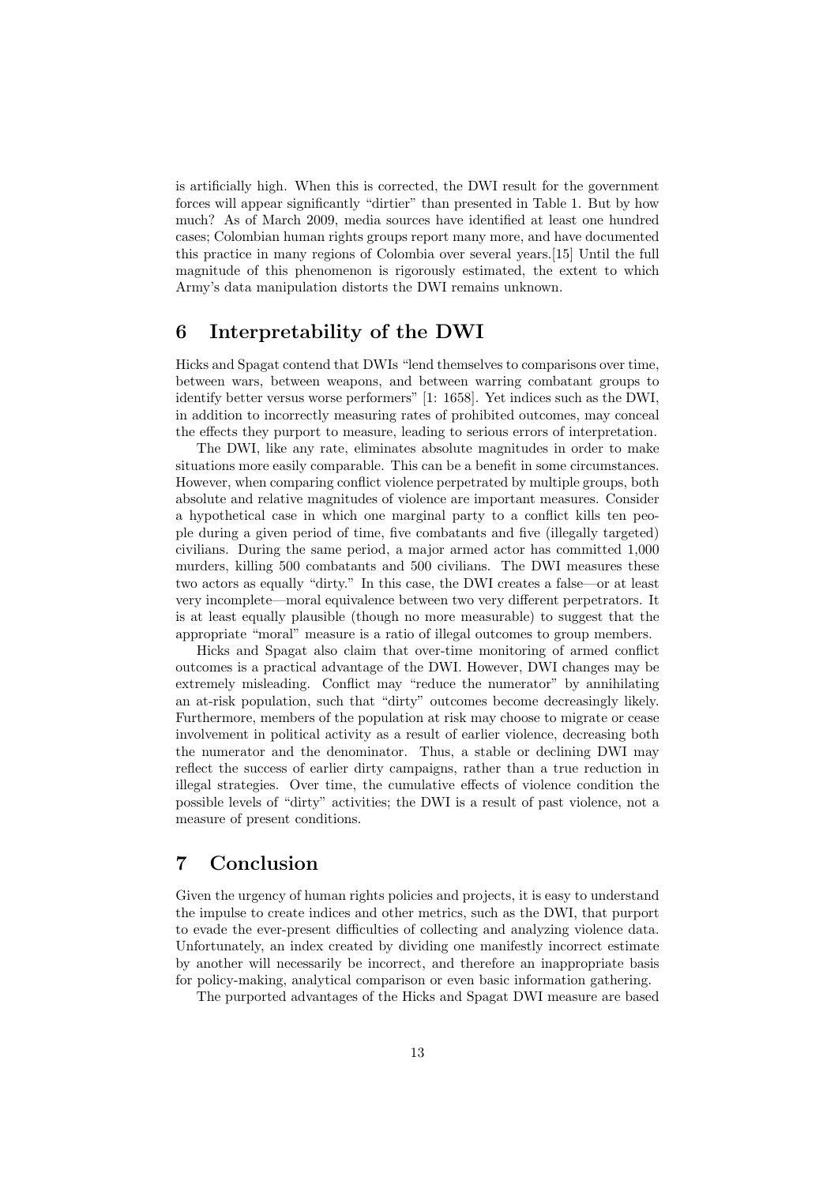is artificially high. When this is corrected, the DWI result for the government forces will appear significantly "dirtier" than presented in Table 1. But by how much? As of March 2009, media sources have identified at least one hundred cases; Colombian human rights groups report many more, and have documented this practice in many regions of Colombia over several years.[15] Until the full magnitude of this phenomenon is rigorously estimated, the extent to which Army's data manipulation distorts the DWI remains unknown.

## 6 Interpretability of the DWI

Hicks and Spagat contend that DWIs "lend themselves to comparisons over time, between wars, between weapons, and between warring combatant groups to identify better versus worse performers" [1: 1658]. Yet indices such as the DWI, in addition to incorrectly measuring rates of prohibited outcomes, may conceal the effects they purport to measure, leading to serious errors of interpretation.

The DWI, like any rate, eliminates absolute magnitudes in order to make situations more easily comparable. This can be a benefit in some circumstances. However, when comparing conflict violence perpetrated by multiple groups, both absolute and relative magnitudes of violence are important measures. Consider a hypothetical case in which one marginal party to a conflict kills ten people during a given period of time, five combatants and five (illegally targeted) civilians. During the same period, a major armed actor has committed 1,000 murders, killing 500 combatants and 500 civilians. The DWI measures these two actors as equally "dirty." In this case, the DWI creates a false—or at least very incomplete—moral equivalence between two very different perpetrators. It is at least equally plausible (though no more measurable) to suggest that the appropriate "moral" measure is a ratio of illegal outcomes to group members.

Hicks and Spagat also claim that over-time monitoring of armed conflict outcomes is a practical advantage of the DWI. However, DWI changes may be extremely misleading. Conflict may "reduce the numerator" by annihilating an at-risk population, such that "dirty" outcomes become decreasingly likely. Furthermore, members of the population at risk may choose to migrate or cease involvement in political activity as a result of earlier violence, decreasing both the numerator and the denominator. Thus, a stable or declining DWI may reflect the success of earlier dirty campaigns, rather than a true reduction in illegal strategies. Over time, the cumulative effects of violence condition the possible levels of "dirty" activities; the DWI is a result of past violence, not a measure of present conditions.

## 7 Conclusion

Given the urgency of human rights policies and projects, it is easy to understand the impulse to create indices and other metrics, such as the DWI, that purport to evade the ever-present difficulties of collecting and analyzing violence data. Unfortunately, an index created by dividing one manifestly incorrect estimate by another will necessarily be incorrect, and therefore an inappropriate basis for policy-making, analytical comparison or even basic information gathering.

The purported advantages of the Hicks and Spagat DWI measure are based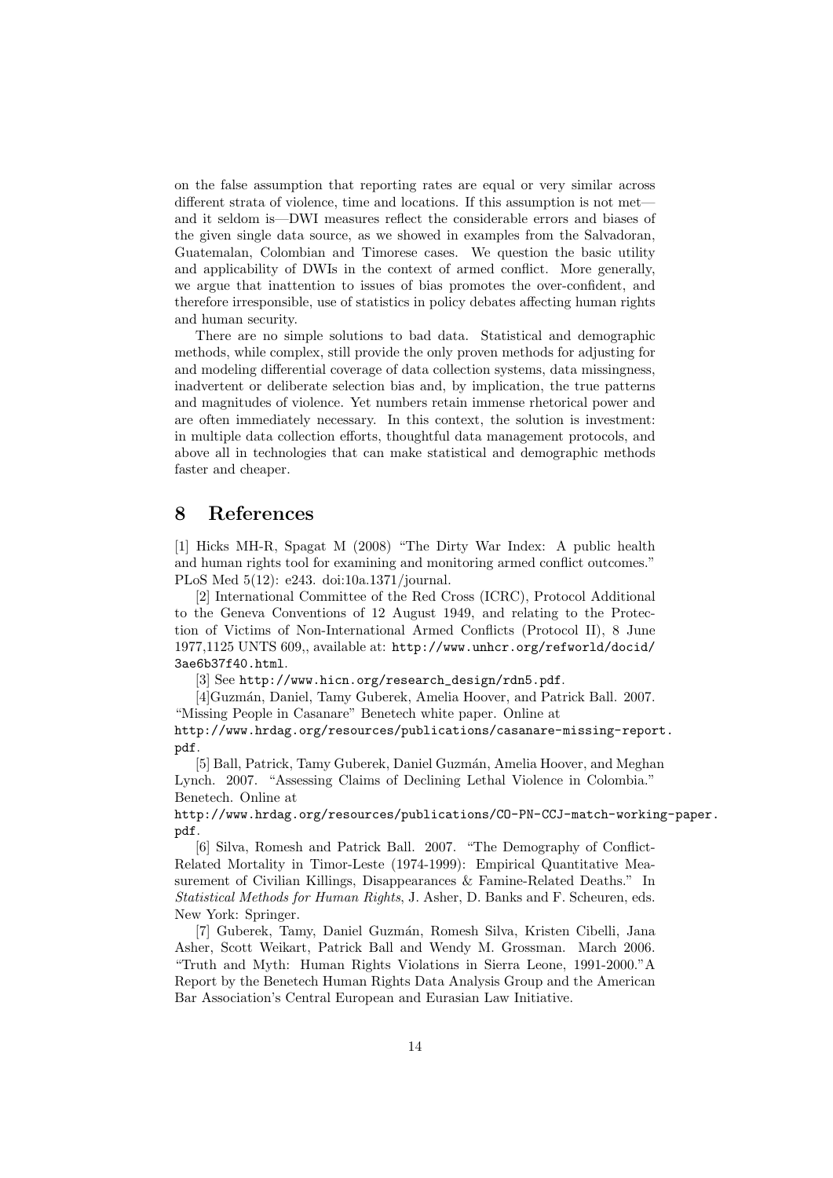on the false assumption that reporting rates are equal or very similar across different strata of violence, time and locations. If this assumption is not met—and it seldom is—DWI measures reflect the considerable errors and biases of the given single data source, as we showed in examples from the Salvadoran, Guatemalan, Colombian and Timorese cases. We question the basic utility and applicability of DWIs in the context of armed conflict. More generally, we argue that inattention to issues of bias promotes the over-confident, and therefore irresponsible, use of statistics in policy debates affecting human rights and human security.

There are no simple solutions to bad data. Statistical and demographic methods, while complex, still provide the only proven methods for adjusting for and modeling differential coverage of data collection systems, data missingness, inadvertent or deliberate selection bias and, by implication, the true patterns and magnitudes of violence. Yet numbers retain immense rhetorical power and are often immediately necessary. In this context, the solution is investment: in multiple data collection efforts, thoughtful data management protocols, and above all in technologies that can make statistical and demographic methods faster and cheaper.

# 8 References

[1] Hicks MH-R, Spagat M (2008) "The Dirty War Index: A public health and human rights tool for examining and monitoring armed conflict outcomes." PLoS Med 5(12): e243. doi:10a.1371/journal.

[2] International Committee of the Red Cross (ICRC), Protocol Additional to the Geneva Conventions of 12 August 1949, and relating to the Protection of Victims of Non-International Armed Conflicts (Protocol II), 8 June 1977,1125 UNTS 609,, available at: `http://www.unhcr.org/refworld/docid/3ae6b37f40.html`.

[3] See `http://www.hicn.org/research_design/rdn5.pdf`.

[4]Guzmán, Daniel, Tamy Guberek, Amelia Hoover, and Patrick Ball. 2007. "Missing People in Casanare" Benetech white paper. Online at `http://www.hrdag.org/resources/publications/casanare-missing-report.pdf`.

[5] Ball, Patrick, Tamy Guberek, Daniel Guzmán, Amelia Hoover, and Meghan Lynch. 2007. "Assessing Claims of Declining Lethal Violence in Colombia." Benetech. Online at `http://www.hrdag.org/resources/publications/CO-PN-CCJ-match-working-paper.pdf`.

[6] Silva, Romesh and Patrick Ball. 2007. "The Demography of Conflict-Related Mortality in Timor-Leste (1974-1999): Empirical Quantitative Measurement of Civilian Killings, Disappearances & Famine-Related Deaths." In *Statistical Methods for Human Rights*, J. Asher, D. Banks and F. Scheuren, eds. New York: Springer.

[7] Guberek, Tamy, Daniel Guzmán, Romesh Silva, Kristen Cibelli, Jana Asher, Scott Weikart, Patrick Ball and Wendy M. Grossman. March 2006. "Truth and Myth: Human Rights Violations in Sierra Leone, 1991-2000."A Report by the Benetech Human Rights Data Analysis Group and the American Bar Association's Central European and Eurasian Law Initiative.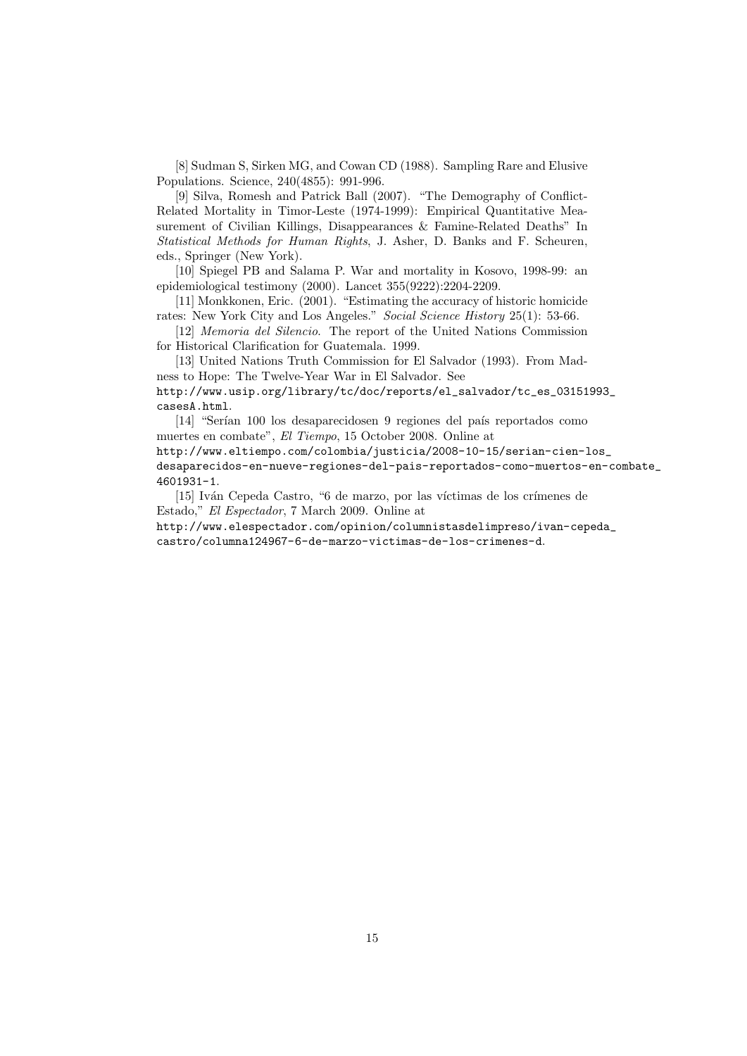[8] Sudman S, Sirken MG, and Cowan CD (1988). Sampling Rare and Elusive Populations. Science, 240(4855): 991-996.

[9] Silva, Romesh and Patrick Ball (2007). "The Demography of Conflict-Related Mortality in Timor-Leste (1974-1999): Empirical Quantitative Measurement of Civilian Killings, Disappearances & Famine-Related Deaths" In *Statistical Methods for Human Rights*, J. Asher, D. Banks and F. Scheuren, eds., Springer (New York).

[10] Spiegel PB and Salama P. War and mortality in Kosovo, 1998-99: an epidemiological testimony (2000). Lancet 355(9222):2204-2209.

[11] Monkkonen, Eric. (2001). "Estimating the accuracy of historic homicide rates: New York City and Los Angeles." *Social Science History* 25(1): 53-66.

[12] *Memoria del Silencio*. The report of the United Nations Commission for Historical Clarification for Guatemala. 1999.

[13] United Nations Truth Commission for El Salvador (1993). From Madness to Hope: The Twelve-Year War in El Salvador. See `http://www.usip.org/library/tc/doc/reports/el_salvador/tc_es_03151993_casesA.html`.

[14] "Serían 100 los desaparecidosen 9 regiones del país reportados como muertes en combate", *El Tiempo*, 15 October 2008. Online at `http://www.eltiempo.com/colombia/justicia/2008-10-15/serian-cien-los_desaparecidos-en-nueve-regiones-del-pais-reportados-como-muertos-en-combate_4601931-1`.

[15] Iván Cepeda Castro, "6 de marzo, por las víctimas de los crímenes de Estado," *El Espectador*, 7 March 2009. Online at `http://www.elespectador.com/opinion/columnistasdelimpreso/ivan-cepeda_castro/columna124967-6-de-marzo-victimas-de-los-crimenes-d`.